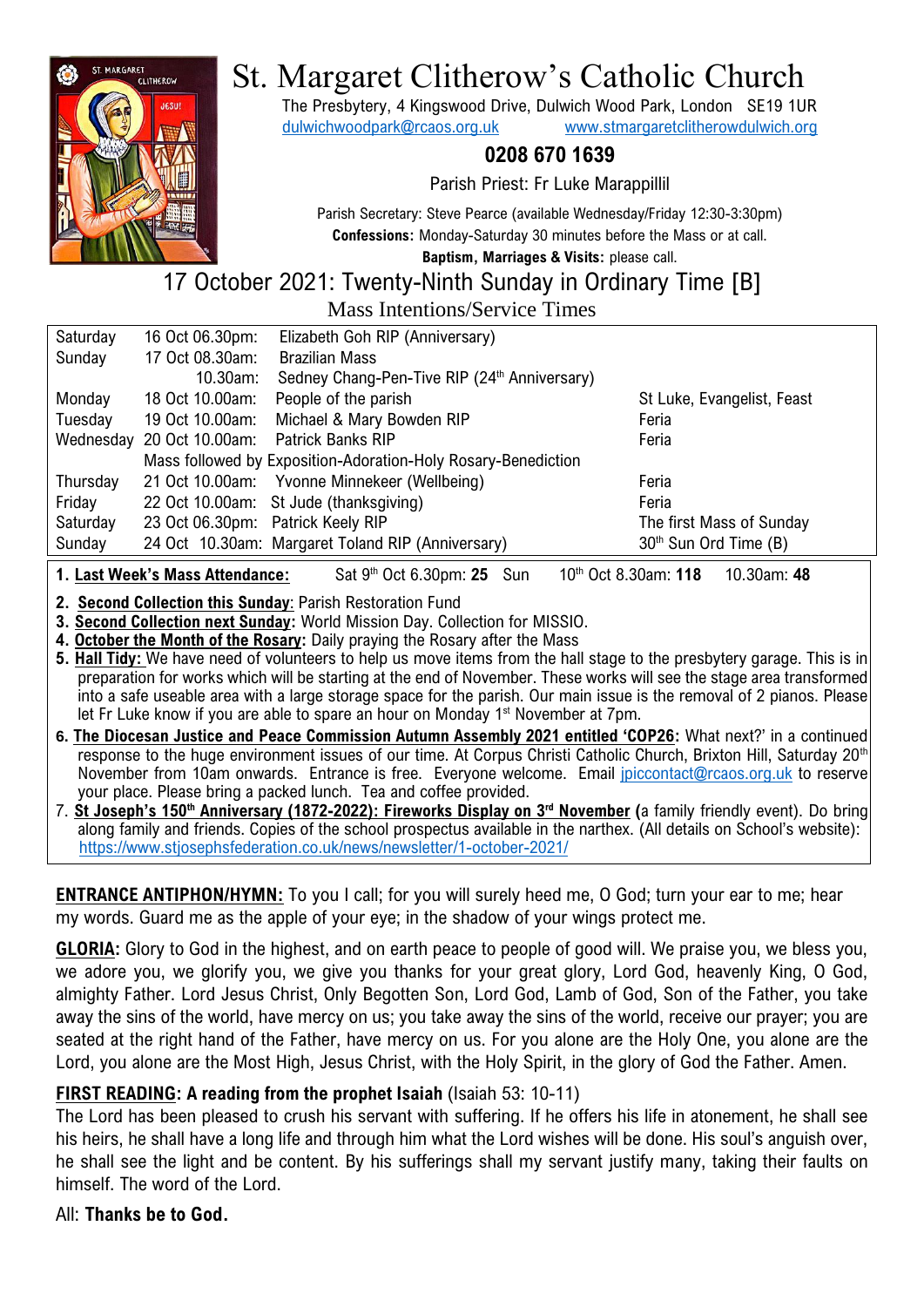# St. Margaret Clitherow's Catholic Church

The Presbytery, 4 Kingswood Drive, Dulwich Wood Park, London SE19 1UR
dulwichwoodpark@rcaos.org.uk www.stmargaretclitherowdulwich.org

**0208 670 1639**

Parish Priest: Fr Luke Marappillil

Parish Secretary: Steve Pearce (available Wednesday/Friday 12:30-3:30pm)
**Confessions:** Monday-Saturday 30 minutes before the Mass or at call.
**Baptism, Marriages & Visits:** please call.

## 17 October 2021: Twenty-Ninth Sunday in Ordinary Time [B]

### Mass Intentions/Service Times

| | | | |
|---|---|---|---|
| Saturday | 16 Oct 06.30pm: | Elizabeth Goh RIP (Anniversary) | |
| Sunday | 17 Oct 08.30am: | Brazilian Mass | |
| | 10.30am: | Sedney Chang-Pen-Tive RIP (24th Anniversary) | |
| Monday | 18 Oct 10.00am: | People of the parish | St Luke, Evangelist, Feast |
| Tuesday | 19 Oct 10.00am: | Michael & Mary Bowden RIP | Feria |
| Wednesday | 20 Oct 10.00am: | Patrick Banks RIP | Feria |
| | Mass followed by Exposition-Adoration-Holy Rosary-Benediction | | |
| Thursday | 21 Oct 10.00am: | Yvonne Minnekeer (Wellbeing) | Feria |
| Friday | 22 Oct 10.00am: | St Jude (thanksgiving) | Feria |
| Saturday | 23 Oct 06.30pm: | Patrick Keely RIP | The first Mass of Sunday |
| Sunday | 24 Oct 10.30am: | Margaret Toland RIP (Anniversary) | 30th Sun Ord Time (B) |

1. **Last Week's Mass Attendance:** Sat 9th Oct 6.30pm: **25** Sun 10th Oct 8.30am: **118** 10.30am: **48**
2. **Second Collection this Sunday**: Parish Restoration Fund
3. **Second Collection next Sunday:** World Mission Day. Collection for MISSIO.
4. **October the Month of the Rosary:** Daily praying the Rosary after the Mass
5. **Hall Tidy:** We have need of volunteers to help us move items from the hall stage to the presbytery garage. This is in preparation for works which will be starting at the end of November. These works will see the stage area transformed into a safe useable area with a large storage space for the parish. Our main issue is the removal of 2 pianos. Please let Fr Luke know if you are able to spare an hour on Monday 1st November at 7pm.
6. **The Diocesan Justice and Peace Commission Autumn Assembly 2021 entitled 'COP26:** What next?' in a continued response to the huge environment issues of our time. At Corpus Christi Catholic Church, Brixton Hill, Saturday 20th November from 10am onwards. Entrance is free. Everyone welcome. Email jpiccontact@rcaos.org.uk to reserve your place. Please bring a packed lunch. Tea and coffee provided.
7. **St Joseph's 150th Anniversary (1872-2022): Fireworks Display on 3rd November (**a family friendly event). Do bring along family and friends. Copies of the school prospectus available in the narthex. (All details on School's website): https://www.stjosephsfederation.co.uk/news/newsletter/1-october-2021/

**ENTRANCE ANTIPHON/HYMN:** To you I call; for you will surely heed me, O God; turn your ear to me; hear my words. Guard me as the apple of your eye; in the shadow of your wings protect me.

**GLORIA:** Glory to God in the highest, and on earth peace to people of good will. We praise you, we bless you, we adore you, we glorify you, we give you thanks for your great glory, Lord God, heavenly King, O God, almighty Father. Lord Jesus Christ, Only Begotten Son, Lord God, Lamb of God, Son of the Father, you take away the sins of the world, have mercy on us; you take away the sins of the world, receive our prayer; you are seated at the right hand of the Father, have mercy on us. For you alone are the Holy One, you alone are the Lord, you alone are the Most High, Jesus Christ, with the Holy Spirit, in the glory of God the Father. Amen.

**FIRST READING: A reading from the prophet Isaiah** (Isaiah 53: 10-11)
The Lord has been pleased to crush his servant with suffering. If he offers his life in atonement, he shall see his heirs, he shall have a long life and through him what the Lord wishes will be done. His soul's anguish over, he shall see the light and be content. By his sufferings shall my servant justify many, taking their faults on himself. The word of the Lord.

All: **Thanks be to God.**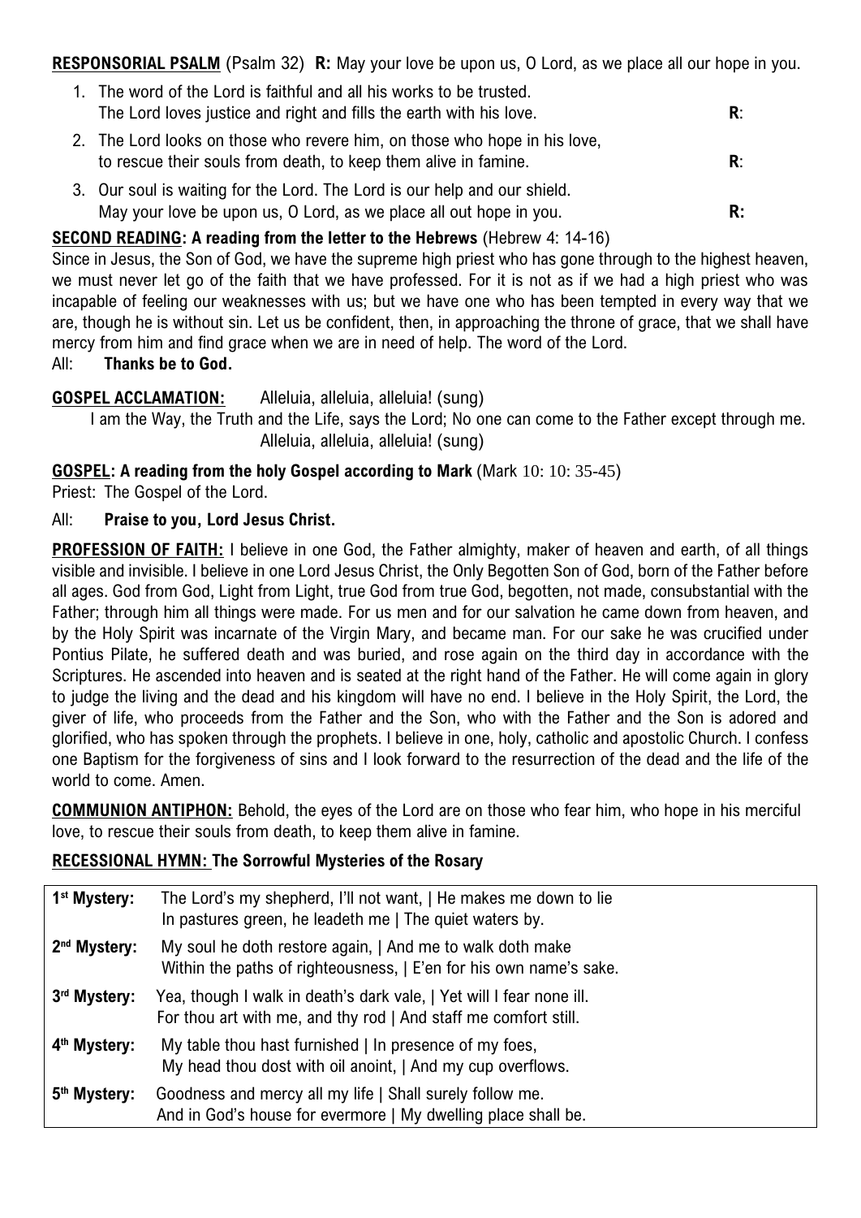**RESPONSORIAL PSALM** (Psalm 32) **R:** May your love be upon us, O Lord, as we place all our hope in you.

1. The word of the Lord is faithful and all his works to be trusted.
   The Lord loves justice and right and fills the earth with his love. **R**:
2. The Lord looks on those who revere him, on those who hope in his love,
   to rescue their souls from death, to keep them alive in famine. **R**:
3. Our soul is waiting for the Lord. The Lord is our help and our shield.
   May your love be upon us, O Lord, as we place all out hope in you. **R:**

**SECOND READING: A reading from the letter to the Hebrews** (Hebrew 4: 14-16)

Since in Jesus, the Son of God, we have the supreme high priest who has gone through to the highest heaven, we must never let go of the faith that we have professed. For it is not as if we had a high priest who was incapable of feeling our weaknesses with us; but we have one who has been tempted in every way that we are, though he is without sin. Let us be confident, then, in approaching the throne of grace, that we shall have mercy from him and find grace when we are in need of help. The word of the Lord.

All: **Thanks be to God.**

**GOSPEL ACCLAMATION:** Alleluia, alleluia, alleluia! (sung)

I am the Way, the Truth and the Life, says the Lord; No one can come to the Father except through me.

Alleluia, alleluia, alleluia! (sung)

**GOSPEL: A reading from the holy Gospel according to Mark** (Mark 10: 10: 35-45)

Priest: The Gospel of the Lord.

All: **Praise to you, Lord Jesus Christ.**

**PROFESSION OF FAITH:** I believe in one God, the Father almighty, maker of heaven and earth, of all things visible and invisible. I believe in one Lord Jesus Christ, the Only Begotten Son of God, born of the Father before all ages. God from God, Light from Light, true God from true God, begotten, not made, consubstantial with the Father; through him all things were made. For us men and for our salvation he came down from heaven, and by the Holy Spirit was incarnate of the Virgin Mary, and became man. For our sake he was crucified under Pontius Pilate, he suffered death and was buried, and rose again on the third day in accordance with the Scriptures. He ascended into heaven and is seated at the right hand of the Father. He will come again in glory to judge the living and the dead and his kingdom will have no end. I believe in the Holy Spirit, the Lord, the giver of life, who proceeds from the Father and the Son, who with the Father and the Son is adored and glorified, who has spoken through the prophets. I believe in one, holy, catholic and apostolic Church. I confess one Baptism for the forgiveness of sins and I look forward to the resurrection of the dead and the life of the world to come. Amen.

**COMMUNION ANTIPHON:** Behold, the eyes of the Lord are on those who fear him, who hope in his merciful love, to rescue their souls from death, to keep them alive in famine.

**RECESSIONAL HYMN: The Sorrowful Mysteries of the Rosary**

| | |
|---|---|
| **1st Mystery:** | The Lord's my shepherd, I'll not want, \| He makes me down to lie<br>In pastures green, he leadeth me \| The quiet waters by. |
| **2nd Mystery:** | My soul he doth restore again, \| And me to walk doth make<br>Within the paths of righteousness, \| E'en for his own name's sake. |
| **3rd Mystery:** | Yea, though I walk in death's dark vale, \| Yet will I fear none ill.<br>For thou art with me, and thy rod \| And staff me comfort still. |
| **4th Mystery:** | My table thou hast furnished \| In presence of my foes,<br>My head thou dost with oil anoint, \| And my cup overflows. |
| **5th Mystery:** | Goodness and mercy all my life \| Shall surely follow me.<br>And in God's house for evermore \| My dwelling place shall be. |